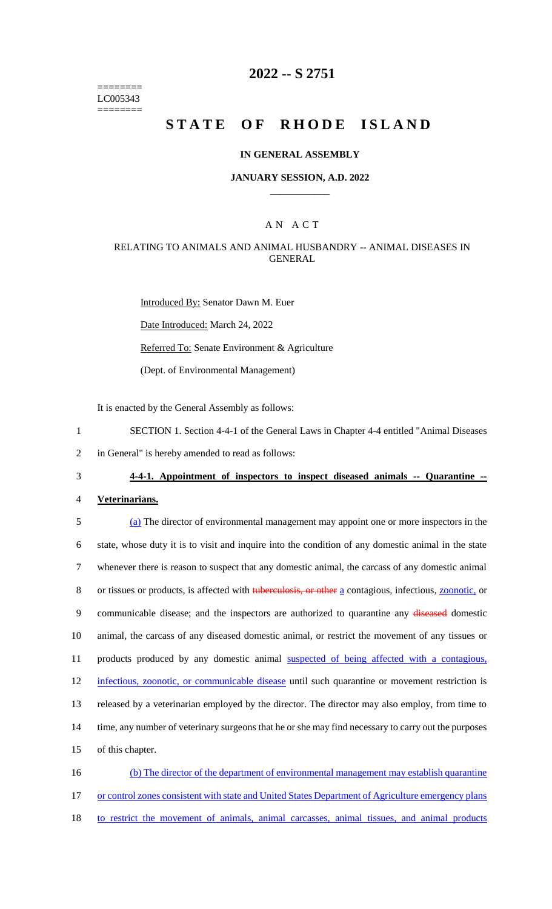========
LC005343
========

# 2022 -- S 2751

# STATE OF RHODE ISLAND

### IN GENERAL ASSEMBLY

### JANUARY SESSION, A.D. 2022

---

## A N A C T

### RELATING TO ANIMALS AND ANIMAL HUSBANDRY -- ANIMAL DISEASES IN GENERAL

Introduced By: Senator Dawn M. Euer

Date Introduced: March 24, 2022

Referred To: Senate Environment & Agriculture

(Dept. of Environmental Management)

It is enacted by the General Assembly as follows:

1 SECTION 1. Section 4-4-1 of the General Laws in Chapter 4-4 entitled "Animal Diseases
2 in General" is hereby amended to read as follows:

3 **4-4-1. Appointment of inspectors to inspect diseased animals -- Quarantine --**
4 **Veterinarians.**

5 (a) The director of environmental management may appoint one or more inspectors in the
6 state, whose duty it is to visit and inquire into the condition of any domestic animal in the state
7 whenever there is reason to suspect that any domestic animal, the carcass of any domestic animal
8 or tissues or products, is affected with ~~tuberculosis, or other~~ a contagious, infectious, zoonotic, or
9 communicable disease; and the inspectors are authorized to quarantine any ~~diseased~~ domestic
10 animal, the carcass of any diseased domestic animal, or restrict the movement of any tissues or
11 products produced by any domestic animal suspected of being affected with a contagious,
12 infectious, zoonotic, or communicable disease until such quarantine or movement restriction is
13 released by a veterinarian employed by the director. The director may also employ, from time to
14 time, any number of veterinary surgeons that he or she may find necessary to carry out the purposes
15 of this chapter.

16 (b) The director of the department of environmental management may establish quarantine
17 or control zones consistent with state and United States Department of Agriculture emergency plans
18 to restrict the movement of animals, animal carcasses, animal tissues, and animal products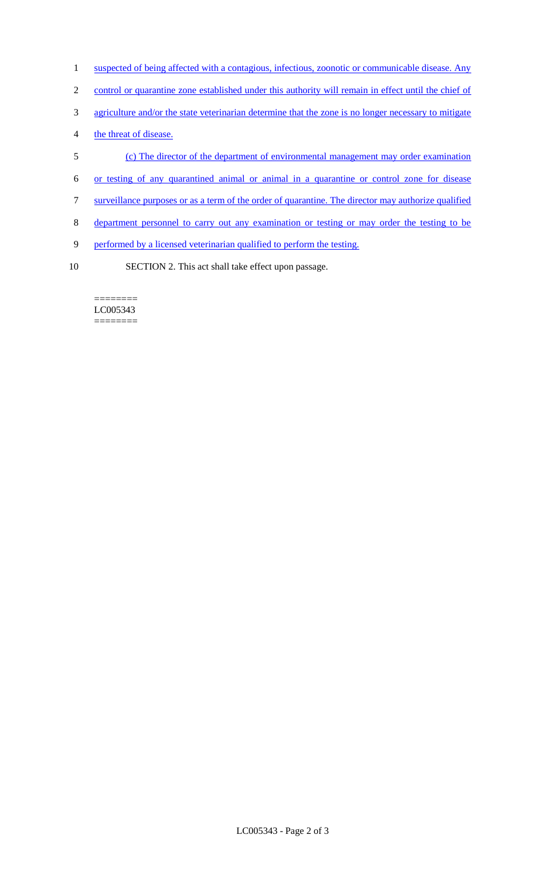suspected of being affected with a contagious, infectious, zoonotic or communicable disease. Any control or quarantine zone established under this authority will remain in effect until the chief of agriculture and/or the state veterinarian determine that the zone is no longer necessary to mitigate the threat of disease.

(c) The director of the department of environmental management may order examination or testing of any quarantined animal or animal in a quarantine or control zone for disease surveillance purposes or as a term of the order of quarantine. The director may authorize qualified department personnel to carry out any examination or testing or may order the testing to be performed by a licensed veterinarian qualified to perform the testing.

SECTION 2. This act shall take effect upon passage.

========
LC005343
========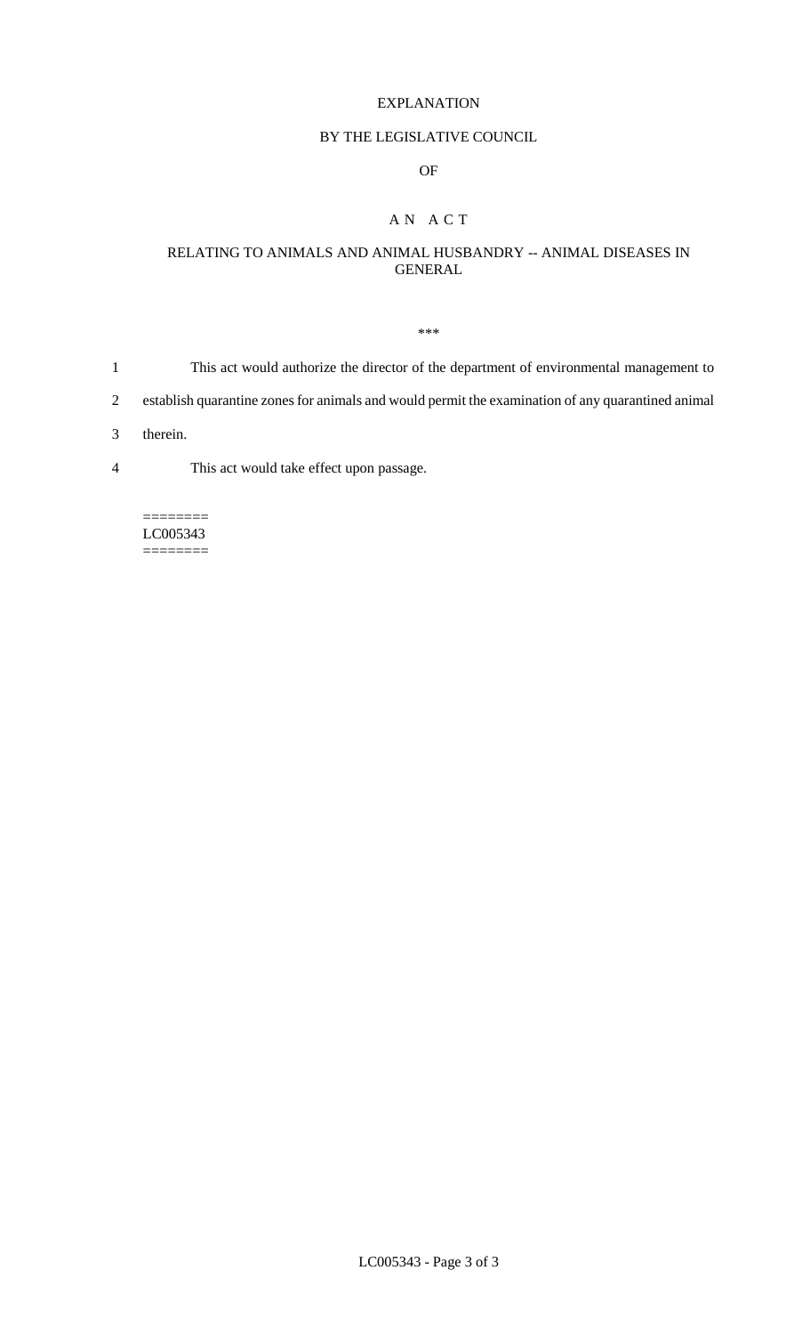EXPLANATION

BY THE LEGISLATIVE COUNCIL

OF

# A N A C T

RELATING TO ANIMALS AND ANIMAL HUSBANDRY -- ANIMAL DISEASES IN GENERAL

\*\*\*

1 This act would authorize the director of the department of environmental management to
2 establish quarantine zones for animals and would permit the examination of any quarantined animal
3 therein.
4 This act would take effect upon passage.

========
LC005343
========